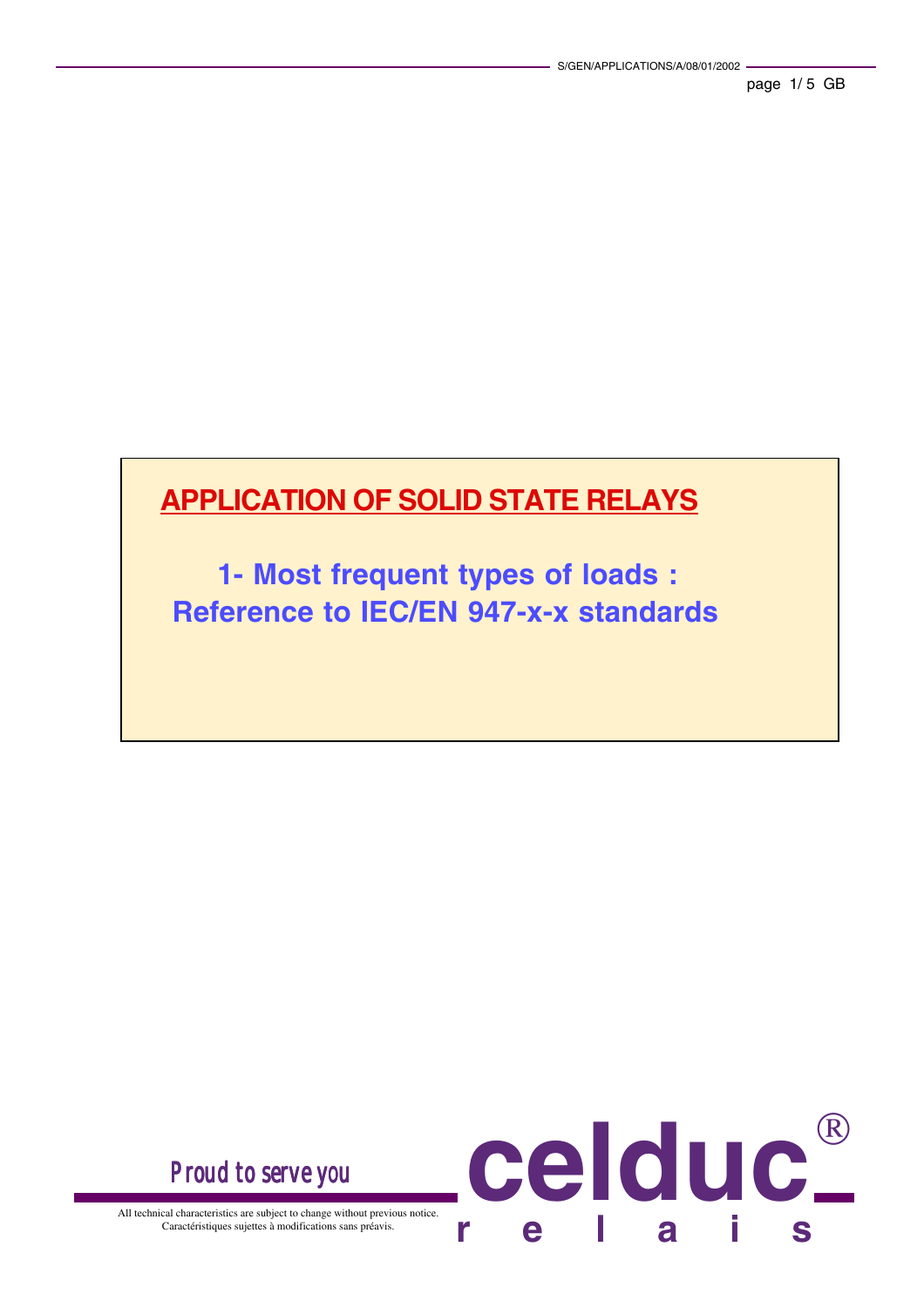# APPLICATION OF SOLID STATE RELAYS

## 1- Most frequent types of loads : Reference to IEC/EN 947-x-x standards

*Proud to serve you*

**celduc® relais**

All technical characteristics are subject to change without previous notice.
Caractéristiques sujettes à modifications sans préavis.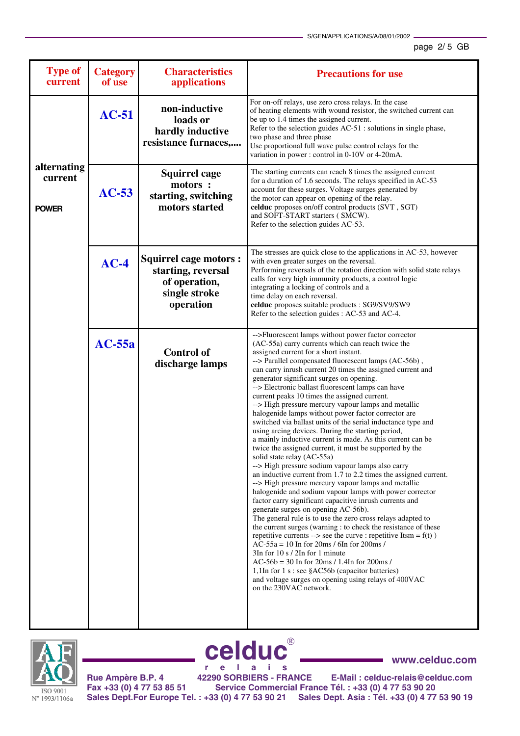| Type of current | Category of use | Characteristics applications | Precautions for use |
| --- | --- | --- | --- |
| alternating current<br><br>**POWER** | **AC-51** | **non-inductive loads or hardly inductive resistance furnaces,....** | For on-off relays, use zero cross relays. In the case of heating elements with wound resistor, the switched current can be up to 1.4 times the assigned current.<br>Refer to the selection guides AC-51 : solutions in single phase, two phase and three phase<br>Use proportional full wave pulse control relays for the variation in power : control in 0-10V or 4-20mA. |
| | **AC-53** | **Squirrel cage motors : starting, switching motors started** | The starting currents can reach 8 times the assigned current for a duration of 1.6 seconds. The relays specified in AC-53 account for these surges. Voltage surges generated by the motor can appear on opening of the relay.<br>**celduc** proposes on/off control products (SVT , SGT) and SOFT-START starters ( SMCW).<br>Refer to the selection guides AC-53. |
| | **AC-4** | **Squirrel cage motors : starting, reversal of operation, single stroke operation** | The stresses are quick close to the applications in AC-53, however with even greater surges on the reversal.<br>Performing reversals of the rotation direction with solid state relays calls for very high immunity products, a control logic integrating a locking of controls and a time delay on each reversal.<br>**celduc** proposes suitable products : SG9/SV9/SW9<br>Refer to the selection guides : AC-53 and AC-4. |
| | **AC-55a** | **Control of discharge lamps** | -->Fluorescent lamps without power factor corrector (AC-55a) carry currents which can reach twice the assigned current for a short instant.<br>--> Parallel compensated fluorescent lamps (AC-56b) , can carry inrush current 20 times the assigned current and generator significant surges on opening.<br>--> Electronic ballast fluorescent lamps can have current peaks 10 times the assigned current.<br>--> High pressure mercury vapour lamps and metallic halogenide lamps without power factor corrector are switched via ballast units of the serial inductance type and using arcing devices. During the starting period, a mainly inductive current is made. As this current can be twice the assigned current, it must be supported by the solid state relay (AC-55a)<br>--> High pressure sodium vapour lamps also carry an inductive current from 1.7 to 2.2 times the assigned current.<br>--> High pressure mercury vapour lamps and metallic halogenide and sodium vapour lamps with power corrector factor carry significant capacitive inrush currents and generate surges on opening AC-56b).<br>The general rule is to use the zero cross relays adapted to the current surges (warning : to check the resistance of these repetitive currents --> see the curve : repetitive Itsm = f(t) )<br>AC-55a = 10 In for 20ms / 6In for 200ms / 3In for 10 s / 2In for 1 minute<br>AC-56b = 30 In for 20ms / 1.4In for 200ms / 1,1In for 1 s : see §AC56b (capacitor batteries) and voltage surges on opening using relays of 400VAC on the 230VAC network. |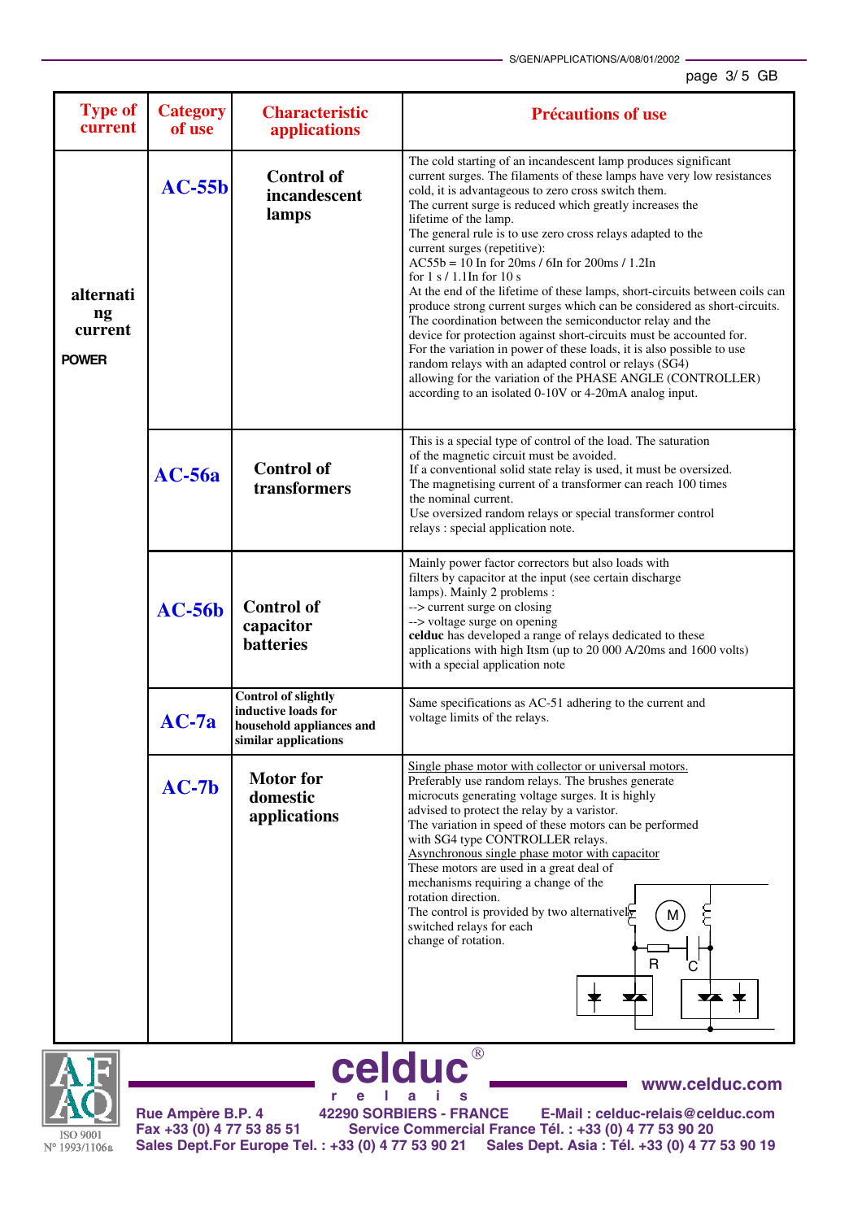| Type of current | Category of use | Characteristic applications | Précautions of use |
|---|---|---|---|
| alternating current POWER | **AC-55b** | **Control of incandescent lamps** | The cold starting of an incandescent lamp produces significant current surges. The filaments of these lamps have very low resistances cold, it is advantageous to zero cross switch them. The current surge is reduced which greatly increases the lifetime of the lamp. The general rule is to use zero cross relays adapted to the current surges (repetitive): AC55b = 10 In for 20ms / 6In for 200ms / 1.2In for 1 s / 1.1In for 10 s At the end of the lifetime of these lamps, short-circuits between coils can produce strong current surges which can be considered as short-circuits. The coordination between the semiconductor relay and the device for protection against short-circuits must be accounted for. For the variation in power of these loads, it is also possible to use random relays with an adapted control or relays (SG4) allowing for the variation of the PHASE ANGLE (CONTROLLER) according to an isolated 0-10V or 4-20mA analog input. |
| | **AC-56a** | **Control of transformers** | This is a special type of control of the load. The saturation of the magnetic circuit must be avoided. If a conventional solid state relay is used, it must be oversized. The magnetising current of a transformer can reach 100 times the nominal current. Use oversized random relays or special transformer control relays : special application note. |
| | **AC-56b** | **Control of capacitor batteries** | Mainly power factor correctors but also loads with filters by capacitor at the input (see certain discharge lamps). Mainly 2 problems : --> current surge on closing --> voltage surge on opening **celduc** has developed a range of relays dedicated to these applications with high Itsm (up to 20 000 A/20ms and 1600 volts) with a special application note |
| | **AC-7a** | **Control of slightly inductive loads for household appliances and similar applications** | Same specifications as AC-51 adhering to the current and voltage limits of the relays. |
| | **AC-7b** | **Motor for domestic applications** | <u>Single phase motor with collector or universal motors.</u> Preferably use random relays. The brushes generate microcuts generating voltage surges. It is highly advised to protect the relay by a varistor. The variation in speed of these motors can be performed with SG4 type CONTROLLER relays. <u>Asynchronous single phase motor with capacitor</u> These motors are used in a great deal of mechanisms requiring a change of the rotation direction. The control is provided by two alternatively switched relays for each change of rotation. (Diagram: M, R, C) |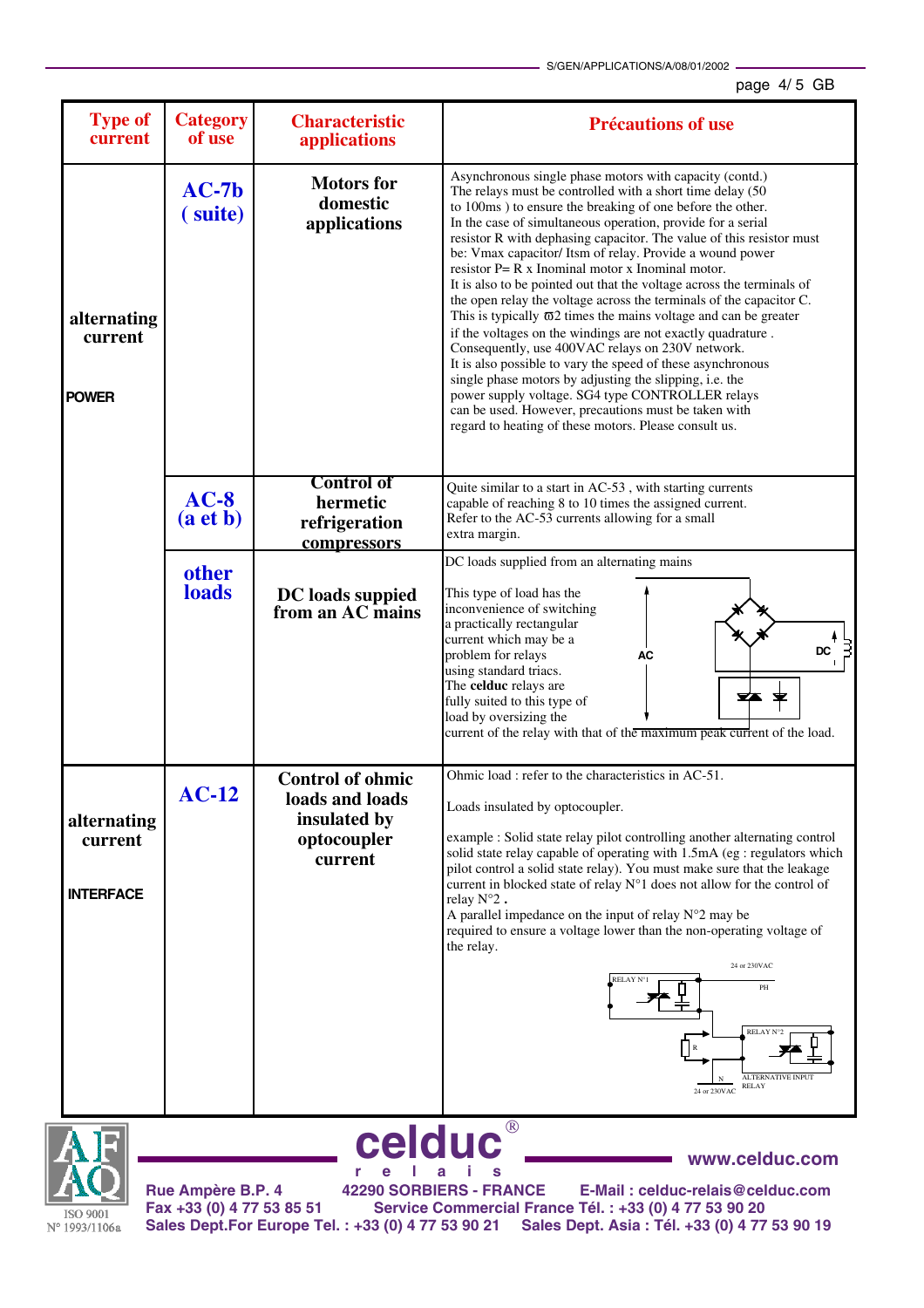| Type of current | Category of use | Characteristic applications | Précautions of use |
|---|---|---|---|
| alternating current POWER | AC-7b ( suite) | Motors for domestic applications | Asynchronous single phase motors with capacity (contd.) The relays must be controlled with a short time delay (50 to 100ms ) to ensure the breaking of one before the other. In the case of simultaneous operation, provide for a serial resistor R with dephasing capacitor. The value of this resistor must be: Vmax capacitor/ Itsm of relay. Provide a wound power resistor P= R x Inominal motor x Inominal motor. It is also to be pointed out that the voltage across the terminals of the open relay the voltage across the terminals of the capacitor C. This is typically ϖ2 times the mains voltage and can be greater if the voltages on the windings are not exactly quadrature . Consequently, use 400VAC relays on 230V network. It is also possible to vary the speed of these asynchronous single phase motors by adjusting the slipping, i.e. the power supply voltage. SG4 type CONTROLLER relays can be used. However, precautions must be taken with regard to heating of these motors. Please consult us. |
| | AC-8 (a et b) | Control of hermetic refrigeration compressors | Quite similar to a start in AC-53 , with starting currents capable of reaching 8 to 10 times the assigned current. Refer to the AC-53 currents allowing for a small extra margin. |
| | other loads | DC loads suppied from an AC mains | DC loads supplied from an alternating mains<br><br>This type of load has the inconvenience of switching a practically rectangular current which may be a problem for relays using standard triacs. The **celduc** relays are fully suited to this type of load by oversizing the current of the relay with that of the maximum peak current of the load.<br><br>(Diagram: AC, DC) |
| alternating current INTERFACE | AC-12 | Control of ohmic loads and loads insulated by optocoupler current | Ohmic load : refer to the characteristics in AC-51.<br><br>Loads insulated by optocoupler.<br><br>example : Solid state relay pilot controlling another alternating control solid state relay capable of operating with 1.5mA (eg : regulators which pilot control a solid state relay). You must make sure that the leakage current in blocked state of relay N°1 does not allow for the control of relay N°2 .<br>A parallel impedance on the input of relay N°2 may be required to ensure a voltage lower than the non-operating voltage of the relay.<br><br>(Diagram: RELAY N°1, RELAY N°2, R, PH, N, 24 or 230VAC, ALTERNATIVE INPUT RELAY) |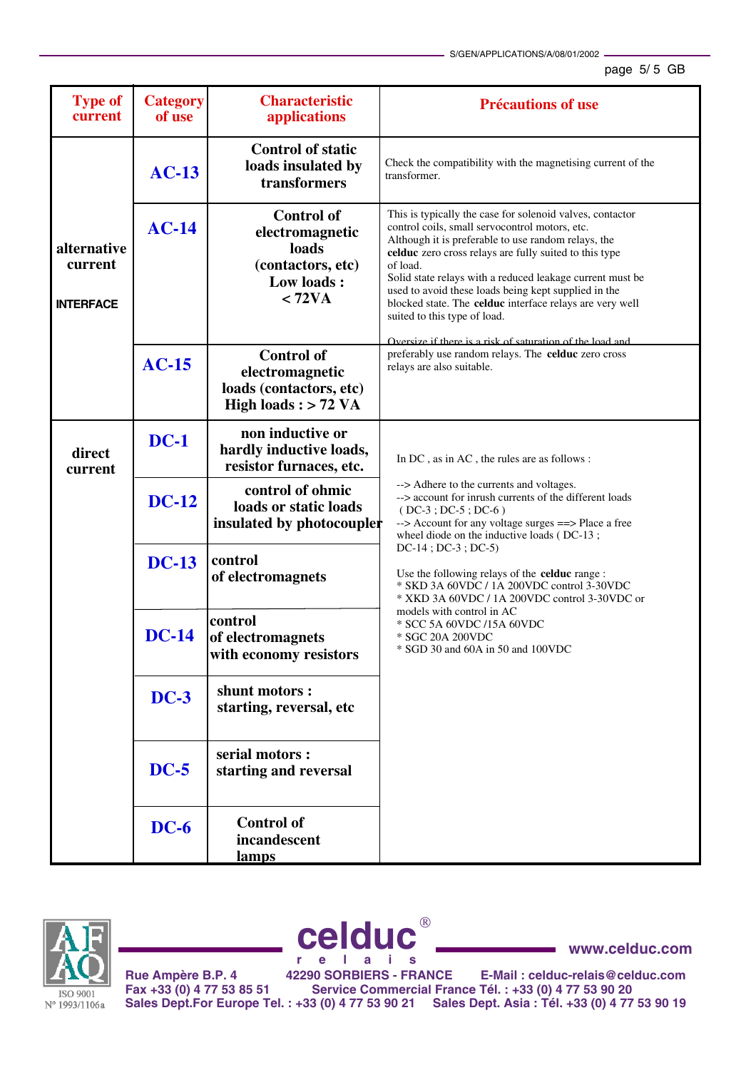| Type of current | Category of use | Characteristic applications | Précautions of use |
|---|---|---|---|
| alternative current INTERFACE | AC-13 | Control of static loads insulated by transformers | Check the compatibility with the magnetising current of the transformer. |
| | AC-14 | Control of electromagnetic loads (contactors, etc) Low loads : < 72VA | This is typically the case for solenoid valves, contactor control coils, small servocontrol motors, etc. Although it is preferable to use random relays, the **celduc** zero cross relays are fully suited to this type of load. Solid state relays with a reduced leakage current must be used to avoid these loads being kept supplied in the blocked state. The **celduc** interface relays are very well suited to this type of load. Oversize if there is a risk of saturation of the load and |
| | AC-15 | Control of electromagnetic loads (contactors, etc) High loads : > 72 VA | preferably use random relays. The **celduc** zero cross relays are also suitable. |
| direct current | DC-1 | non inductive or hardly inductive loads, resistor furnaces, etc. | In DC , as in AC , the rules are as follows :<br>--> Adhere to the currents and voltages.<br>--> account for inrush currents of the different loads ( DC-3 ; DC-5 ; DC-6 )<br>--> Account for any voltage surges ==> Place a free wheel diode on the inductive loads ( DC-13 ; DC-14 ; DC-3 ; DC-5)<br><br>Use the following relays of the **celduc** range :<br>* SKD 3A 60VDC / 1A 200VDC control 3-30VDC<br>* XKD 3A 60VDC / 1A 200VDC control 3-30VDC or models with control in AC<br>* SCC 5A 60VDC /15A 60VDC<br>* SGC 20A 200VDC<br>* SGD 30 and 60A in 50 and 100VDC |
| | DC-12 | control of ohmic loads or static loads insulated by photocoupler | |
| | DC-13 | control of electromagnets | |
| | DC-14 | control of electromagnets with economy resistors | |
| | DC-3 | shunt motors : starting, reversal, etc | |
| | DC-5 | serial motors : starting and reversal | |
| | DC-6 | Control of incandescent lamps | |

AFAQ ISO 9001 N° 1993/1106a

celduc® relais

www.celduc.com

Rue Ampère B.P. 4 42290 SORBIERS - FRANCE E-Mail : celduc-relais@celduc.com
Fax +33 (0) 4 77 53 85 51 Service Commercial France Tél. : +33 (0) 4 77 53 90 20
Sales Dept.For Europe Tel. : +33 (0) 4 77 53 90 21 Sales Dept. Asia : Tél. +33 (0) 4 77 53 90 19